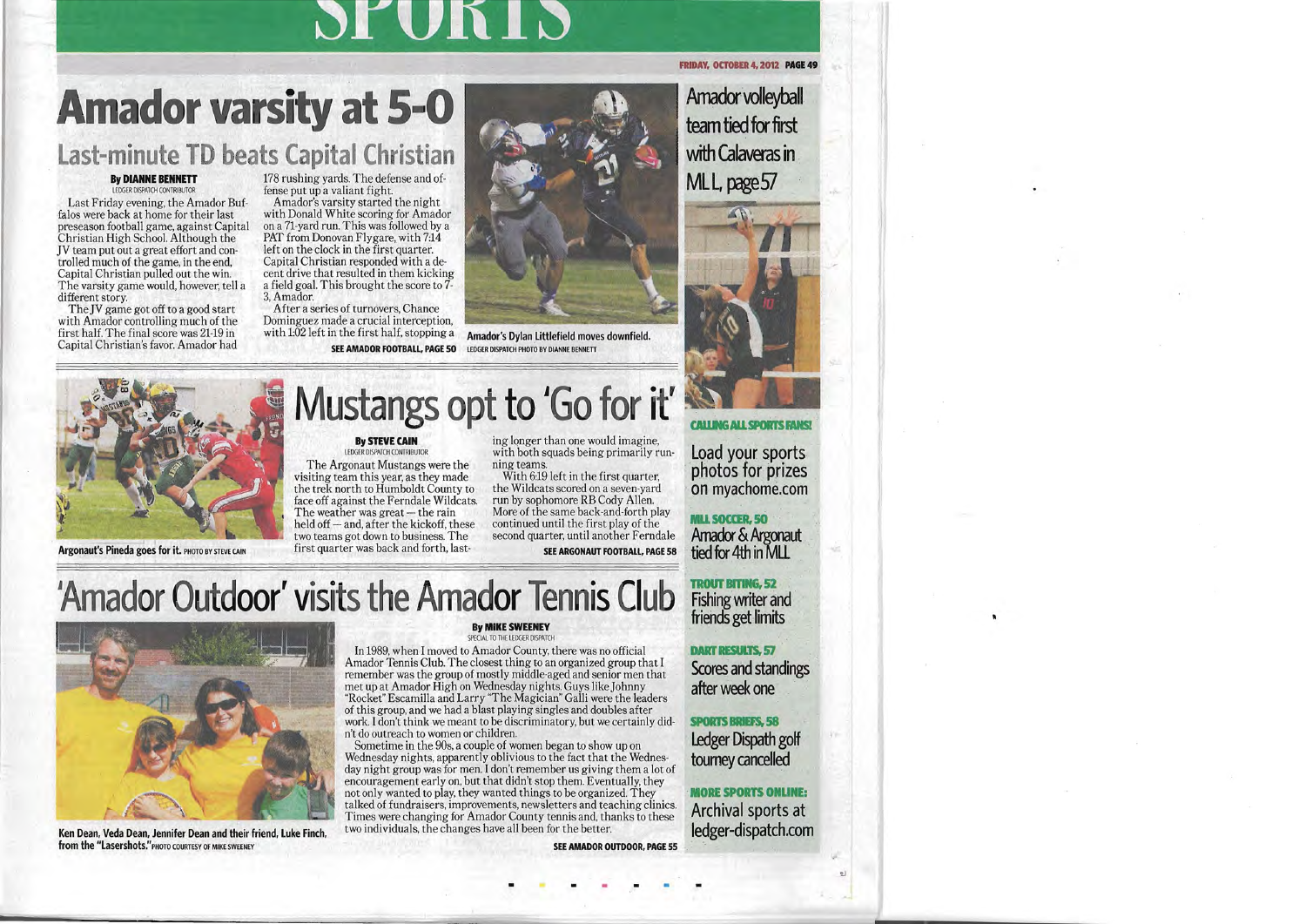# SPORTS

# Amador varsity at 5-0

## Last-minute TD beats Capital Christian

**By DIANNE BENNETT**
LEDGER DISPATCH CONTRIBUTOR

Last Friday evening, the Amador Buffalos were back at home for their last preseason football game, against Capital Christian High School. Although the JV team put out a great effort and controlled much of the game, in the end, Capital Christian pulled out the win. The varsity game would, however, tell a different story.

The JV game got off to a good start with Amador controlling much of the first half. The final score was 21-19 in Capital Christian's favor. Amador had 178 rushing yards. The defense and offense put up a valiant fight.

Amador's varsity started the night with Donald White scoring for Amador on a 71-yard run. This was followed by a PAT from Donovan Flygare, with 7:14 left on the clock in the first quarter. Capital Christian responded with a decent drive that resulted in them kicking a field goal. This brought the score to 7-3, Amador.

After a series of turnovers, Chance Dominguez made a crucial interception, with 1:02 left in the first half, stopping a

**SEE AMADOR FOOTBALL, PAGE 50**

Amador's Dylan Littlefield moves downfield. LEDGER DISPATCH PHOTO BY DIANNE BENNETT

## Amador volleyball team tied for first with Calaveras in MLL, page 57

# Mustangs opt to 'Go for it'

**By STEVE CAIN**
LEDGER DISPATCH CONTRIBUTOR

The Argonaut Mustangs were the visiting team this year, as they made the trek north to Humboldt County to face off against the Ferndale Wildcats. The weather was great — the rain held off — and, after the kickoff, these two teams got down to business. The first quarter was back and forth, lasting longer than one would imagine, with both squads being primarily running teams.

With 6:19 left in the first quarter, the Wildcats scored on a seven-yard run by sophomore RB Cody Allen. More of the same back-and-forth play continued until the first play of the second quarter, until another Ferndale

**SEE ARGONAUT FOOTBALL, PAGE 58**

Argonaut's Pineda goes for it. PHOTO BY STEVE CAIN

# 'Amador Outdoor' visits the Amador Tennis Club

**By MIKE SWEENEY**
SPECIAL TO THE LEDGER DISPATCH

In 1989, when I moved to Amador County, there was no official Amador Tennis Club. The closest thing to an organized group that I remember was the group of mostly middle-aged and senior men that met up at Amador High on Wednesday nights. Guys like Johnny "Rocket" Escamilla and Larry "The Magician" Galli were the leaders of this group, and we had a blast playing singles and doubles after work. I don't think we meant to be discriminatory, but we certainly didn't do outreach to women or children.

Sometime in the 90s, a couple of women began to show up on Wednesday nights, apparently oblivious to the fact that the Wednesday night group was for men. I don't remember us giving them a lot of encouragement early on, but that didn't stop them. Eventually, they not only wanted to play, they wanted things to be organized. They talked of fundraisers, improvements, newsletters and teaching clinics. Times were changing for Amador County tennis and, thanks to these two individuals, the changes have all been for the better.

**SEE AMADOR OUTDOOR, PAGE 55**

Ken Dean, Veda Dean, Jennifer Dean and their friend, Luke Finch, from the "Lasershots." PHOTO COURTESY OF MIKE SWEENEY

**CALLING ALL SPORTS FANS!**
Load your sports photos for prizes on myachome.com

**MLL SOCCER, 50**
Amador & Argonaut tied for 4th in MLL

**TROUT BITING, 52**
Fishing writer and friends get limits

**DART RESULTS, 57**
Scores and standings after week one

**SPORTS BRIEFS, 58**
Ledger Dispath golf tourney cancelled

**MORE SPORTS ONLINE:**
Archival sports at ledger-dispatch.com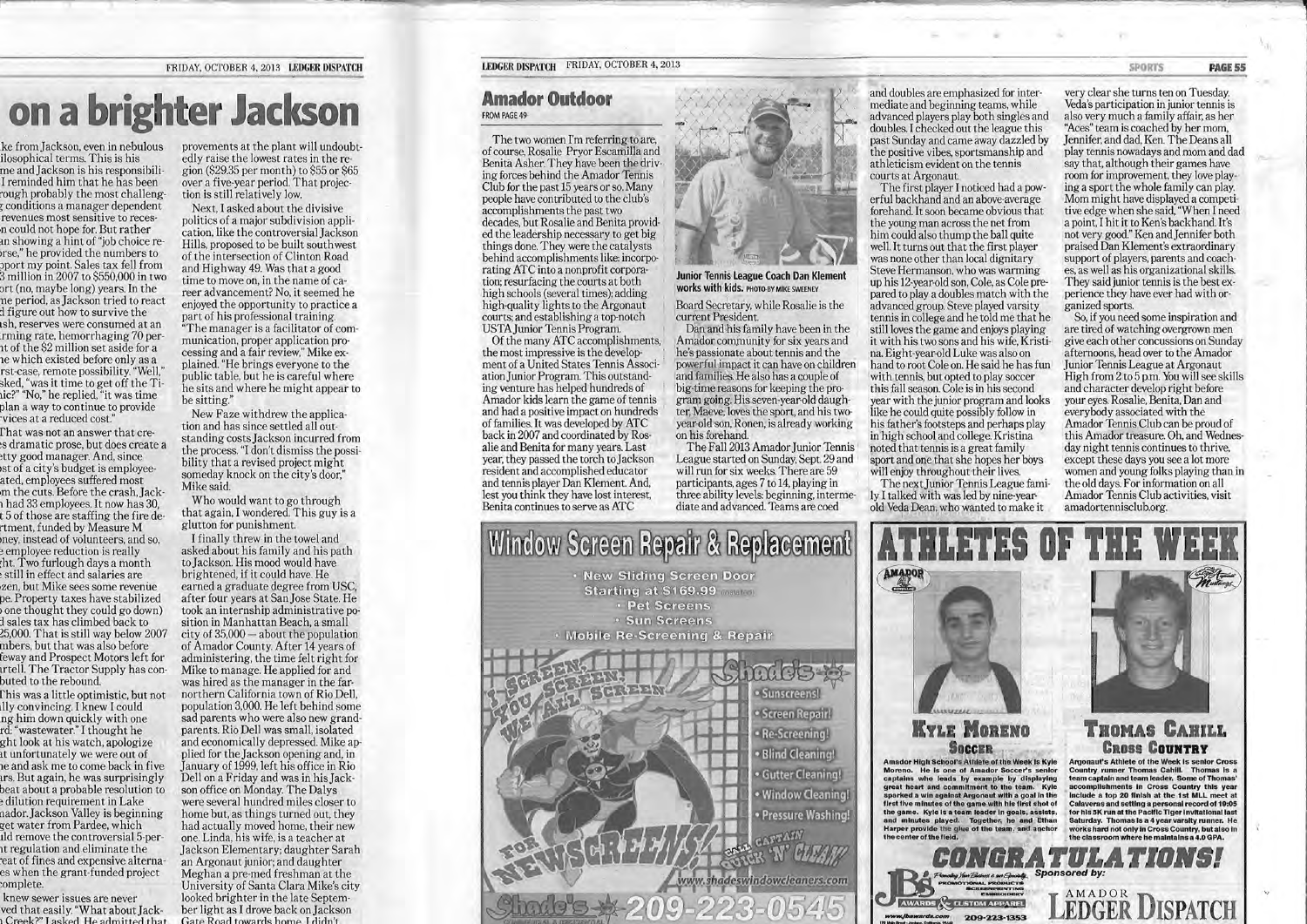# on a brighter Jackson

ke from Jackson, even in nebulous ilosophical terms. This is his me and Jackson is his responsibili- I reminded him that he has been rough probably the most challeng- conditions a manager dependent revenues most sensitive to reces- n could not hope for. But rather an showing a hint of "job choice re- orse," he provided the numbers to pport my point. Sales tax fell from 3 million in 2007 to $550,000 in two ort (no, maybe long) years. In the me period, as Jackson tried to react d figure out how to survive the ash, reserves were consumed at an arming rate, hemorrhaging 70 per- nt of the $2 million set aside for a ne which existed before only as a rst-case, remote possibility. "Well," sked, "was it time to get off the Ti- nic?" "No," he replied, "it was time plan a way to continue to provide vices at a reduced cost."

That was not an answer that cre- es dramatic prose, but does create a etty good manager. And, since ost of a city's budget is employee- ated, employees suffered most om the cuts. Before the crash, Jack- n had 33 employees. It now has 30, t 5 of those are staffing the fire de- rtment, funded by Measure M oney, instead of volunteers, and so, e employee reduction is really ht. Two furlough days a month still in effect and salaries are zen, but Mike sees some revenue pe. Property taxes have stabilized one thought they could go down) d sales tax has climbed back to 25,000. That is still way below 2007 mbers, but that was also before feway and Prospect Motors left for rtell. The Tractor Supply has con- buted to the rebound.

This was a little optimistic, but not lly convincing. I knew I could ng him down quickly with one rd: "wastewater." I thought he ght look at his watch, apologize at unfortunately we were out of ne and ask me to come back in five rs. But again, he was surprisingly beat about a probable resolution to dilution requirement in Lake nador. Jackson Valley is beginning get water from Pardee, which uld remove the controversial 5-per- nt regulation and eliminate the reat of fines and expensive alterna- es when the grant-funded project complete.

knew sewer issues are never ved that easily. "What about Jack- Creek?" I asked. He admitted that provements at the plant will undoubt- edly raise the lowest rates in the re- gion ($29.35 per month) to $55 or $65 over a five-year period. That projec- tion is still relatively low.

Next, I asked about the divisive politics of a major subdivision appli- cation, like the controversial Jackson Hills, proposed to be built southwest of the intersection of Clinton Road and Highway 49. Was that a good time to move on, in the name of ca- reer advancement? No, it seemed he enjoyed the opportunity to practice a part of his professional training. "The manager is a facilitator of com- munication, proper application pro- cessing and a fair review," Mike ex- plained. "He brings everyone to the public table, but he is careful where he sits and where he might appear to be sitting."

New Faze withdrew the applica- tion and has since settled all out- standing costs Jackson incurred from the process. "I don't dismiss the possi- bility that a revised project might someday knock on the city's door," Mike said.

Who would want to go through that again, I wondered. This guy is a glutton for punishment.

I finally threw in the towel and asked about his family and his path to Jackson. His mood would have brightened, if it could have. He earned a graduate degree from USC, after four years at San Jose State. He took an internship administrative po- sition in Manhattan Beach, a small city of 35,000 — about the population of Amador County. After 14 years of administering, the time felt right for Mike to manage. He applied for and was hired as the manager in the far- northern California town of Rio Dell, population 3,000. He left behind some sad parents who were also new grand- parents. Rio Dell was small, isolated and economically depressed. Mike ap- plied for the Jackson opening and, in January of 1999, left his office in Rio Dell on a Friday and was in his Jack- son office on Monday. The Dalys were several hundred miles closer to home but, as things turned out, they had actually moved home, their new one. Linda, his wife, is a teacher at Jackson Elementary; daughter Sarah an Argonaut junior; and daughter Meghan a pre-med freshman at the University of Santa Clara Mike's city looked brighter in the late Septem- ber light as I drove back on Jackson Gate Road towards home. I didn't

## Amador Outdoor

FROM PAGE 49

The two women I'm referring to are, of course, Rosalie Pryor Escamilla and Benita Asher. They have been the driv- ing forces behind the Amador Tennis Club for the past 15 years or so. Many people have contributed to the club's accomplishments the past two decades, but Rosalie and Benita provid- ed the leadership necessary to get big things done. They were the catalysts behind accomplishments like: incorpo- rating ATC into a nonprofit corpora- tion; resurfacing the courts at both high schools (several times); adding high-quality lights to the Argonaut courts; and establishing a top-notch USTA Junior Tennis Program.

Of the many ATC accomplishments, the most impressive is the develop- ment of a United States Tennis Associ- ation Junior Program. This outstand- ing venture has helped hundreds of Amador kids learn the game of tennis and had a positive impact on hundreds of families. It was developed by ATC back in 2007 and coordinated by Ros- alie and Benita for many years. Last year, they passed the torch to Jackson resident and accomplished educator and tennis player Dan Klement. And, lest you think they have lost interest, Benita continues to serve as ATC

Junior Tennis League Coach Dan Klement works with kids. PHOTO BY MIKE SWEENEY

Board Secretary, while Rosalie is the current President.

Dan and his family have been in the Amador community for six years and he's passionate about tennis and the powerful impact it can have on children and families. He also has a couple of big-time reasons for keeping the pro- gram going. His seven-year-old daugh- ter, Maeve, loves the sport, and his two- year-old son, Ronen, is already working on his forehand.

The Fall 2013 Amador Junior Tennis League started on Sunday, Sept. 29 and will run for six weeks. There are 59 participants, ages 7 to 14, playing in three ability levels: beginning, interme- diate and advanced. Teams are coed and doubles are emphasized for inter- mediate and beginning teams, while advanced players play both singles and doubles. I checked out the league this past Sunday and came away dazzled by the positive vibes, sportsmanship and athleticism evident on the tennis courts at Argonaut.

The first player I noticed had a pow- erful backhand and an above-average forehand. It soon became obvious that the young man across the net from him could also thump the ball quite well. It turns out that the first player was none other than local dignitary Steve Hermanson, who was warming up his 12-year-old son, Cole, as Cole pre- pared to play a doubles match with the advanced group. Steve played varsity tennis in college and he told me that he still loves the game and enjoys playing it with his two sons and his wife, Kristi- na. Eight-year-old Luke was also on hand to root Cole on. He said he has fun with tennis, but opted to play soccer this fall season. Cole is in his second year with the junior program and looks like he could quite possibly follow in his father's footsteps and perhaps play in high school and college. Kristina noted that tennis is a great family sport and one that she hopes her boys will enjoy throughout their lives.

The next Junior Tennis League fami- ly I talked with was led by nine-year- old Veda Dean, who wanted to make it very clear she turns ten on Tuesday. Veda's participation in junior tennis is also very much a family affair, as her "Aces" team is coached by her mom, Jennifer, and dad, Ken. The Deans all play tennis nowadays and mom and dad say that, although their games have room for improvement, they love play- ing a sport the whole family can play. Mom might have displayed a competi- tive edge when she said, "When I need a point, I hit it to Ken's backhand. It's not very good." Ken and Jennifer both praised Dan Klement's extraordinary support of players, parents and coach- es, as well as his organizational skills. They said junior tennis is the best ex- perience they have ever had with or- ganized sports.

So, if you need some inspiration and are tired of watching overgrown men give each other concussions on Sunday afternoons, head over to the Amador Junior Tennis League at Argonaut High from 2 to 5 p.m. You will see skills and character develop right before your eyes. Rosalie, Benita, Dan and everybody associated with the Amador Tennis Club can be proud of this Amador treasure. Oh, and Wednes- day night tennis continues to thrive, except these days you see a lot more women and young folks playing than in the old days. For information on all Amador Tennis Club activities, visit amadortennisclub.org.

Window Screen Repair & Replacement

- New Sliding Screen Door Starting at $169.99
- Pet Screens
- Sun Screens
- Mobile Re-Screening & Repair

Shade's

- Sunscreens!
- Screen Repair!
- Re-Screening!
- Blind Cleaning!
- Gutter Cleaning!
- Window Cleaning!
- Pressure Washing!

www.shadeswindowcleaners.com

Shade's 209-223-0545

# ATHLETES OF THE WEEK

## KYLE MORENO
### SOCCER

Amador High School's Athlete of the Week is Kyle Moreno. He is one of Amador Soccer's senior captains who leads by example by displaying great heart and commitment to the team. Kyle sparked a win against Argonaut with a goal in the first five minutes of the game with his first shot of the game. Kyle is a team leader in goals, assists, and minutes played. Together, he and Ethan Harper provide the glue of the team, and anchor the center of the field.

## THOMAS CAHILL
### CROSS COUNTRY

Argonaut's Athlete of the Week is senior Cross Country runner Thomas Cahill. Thomas is a team captain and team leader. Some of Thomas' accomplishments in Cross Country this year include a top 20 finish at the 1st MLL meet at Calaveras and setting a personal record of 19:05 for his 5K run at the Pacific Tiger Invitational last Saturday. Thomas is a 4 year varsity runner. He works hard not only in Cross Country, but also in the classroom where he maintains a 4.0 GPA.

CONGRATULATIONS!

Sponsored by:

JB's Awards & Custom Apparel — www.jbsawards.com — 209-223-1353

AMADOR LEDGER DISPATCH